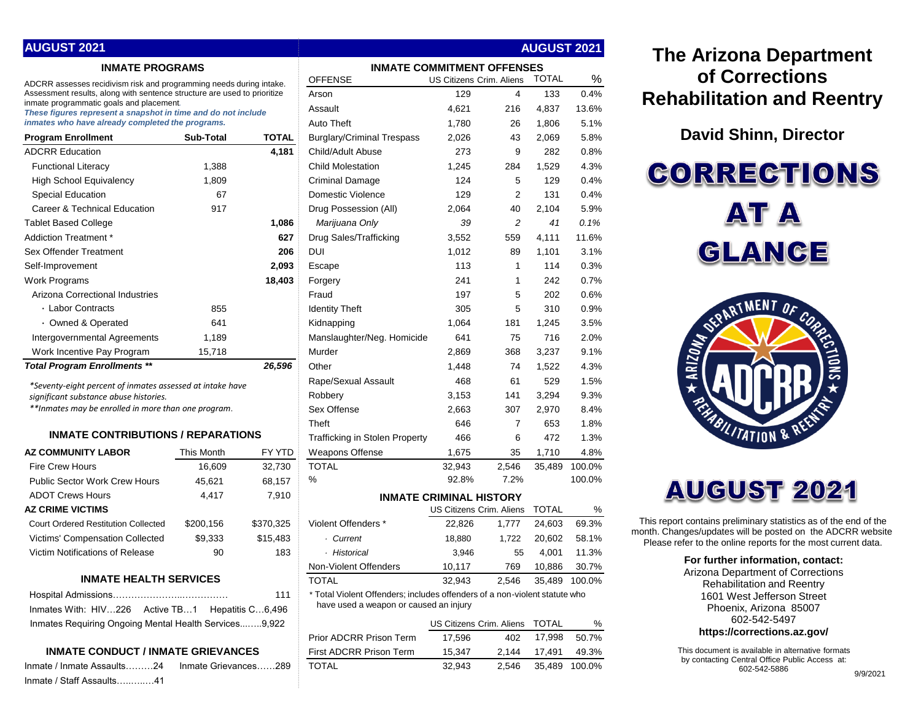# The Arizona Department of Corrections Rehabilitation and Reentry

## David Shinn, Director

# CORRECTIONS AT A GLANCE

# AUGUST 2021

This report contains preliminary statistics as of the end of the month. Changes/updates will be posted on the ADCRR website Please refer to the online reports for the most current data.

**For further information, contact:**
Arizona Department of Corrections Rehabilitation and Reentry
1601 West Jefferson Street
Phoenix, Arizona 85007
602-542-5497
**https://corrections.az.gov/**

This document is available in alternative formats by contacting Central Office Public Access at: 602-542-5886

9/9/2021

## AUGUST 2021

### INMATE PROGRAMS

ADCRR assesses recidivism risk and programming needs during intake. Assessment results, along with sentence structure are used to prioritize inmate programmatic goals and placement.
***These figures represent a snapshot in time and do not include inmates who have already completed the programs.***

| Program Enrollment | Sub-Total | TOTAL |
|---|---|---|
| ADCRR Education | | 4,181 |
| Functional Literacy | 1,388 | |
| High School Equivalency | 1,809 | |
| Special Education | 67 | |
| Career & Technical Education | 917 | |
| Tablet Based College | | 1,086 |
| Addiction Treatment * | | 627 |
| Sex Offender Treatment | | 206 |
| Self-Improvement | | 2,093 |
| Work Programs | | 18,403 |
| Arizona Correctional Industries | | |
| · Labor Contracts | 855 | |
| · Owned & Operated | 641 | |
| Intergovernmental Agreements | 1,189 | |
| Work Incentive Pay Program | 15,718 | |
| ***Total Program Enrollments \*\**** | | ***26,596*** |

*\*Seventy-eight percent of inmates assessed at intake have significant substance abuse histories.*
*\*\*Inmates may be enrolled in more than one program.*

### INMATE CONTRIBUTIONS / REPARATIONS

| AZ COMMUNITY LABOR | This Month | FY YTD |
|---|---|---|
| Fire Crew Hours | 16,609 | 32,730 |
| Public Sector Work Crew Hours | 45,621 | 68,157 |
| ADOT Crews Hours | 4,417 | 7,910 |
| **AZ CRIME VICTIMS** | | |
| Court Ordered Restitution Collected | $200,156 | $370,325 |
| Victims' Compensation Collected | $9,333 | $15,483 |
| Victim Notifications of Release | 90 | 183 |

### INMATE HEALTH SERVICES

Hospital Admissions…………………..…………… 111

Inmates With: HIV…226 Active TB…1 Hepatitis C…6,496

Inmates Requiring Ongoing Mental Health Services...……9,922

### INMATE CONDUCT / INMATE GRIEVANCES

Inmate / Inmate Assaults………24 Inmate Grievances……289

Inmate / Staff Assaults…..….…41

## AUGUST 2021

### INMATE COMMITMENT OFFENSES

| OFFENSE | US Citizens | Crim. Aliens | TOTAL | % |
|---|---|---|---|---|
| Arson | 129 | 4 | 133 | 0.4% |
| Assault | 4,621 | 216 | 4,837 | 13.6% |
| Auto Theft | 1,780 | 26 | 1,806 | 5.1% |
| Burglary/Criminal Trespass | 2,026 | 43 | 2,069 | 5.8% |
| Child/Adult Abuse | 273 | 9 | 282 | 0.8% |
| Child Molestation | 1,245 | 284 | 1,529 | 4.3% |
| Criminal Damage | 124 | 5 | 129 | 0.4% |
| Domestic Violence | 129 | 2 | 131 | 0.4% |
| Drug Possession (All) | 2,064 | 40 | 2,104 | 5.9% |
| *Marijuana Only* | *39* | *2* | *41* | *0.1%* |
| Drug Sales/Trafficking | 3,552 | 559 | 4,111 | 11.6% |
| DUI | 1,012 | 89 | 1,101 | 3.1% |
| Escape | 113 | 1 | 114 | 0.3% |
| Forgery | 241 | 1 | 242 | 0.7% |
| Fraud | 197 | 5 | 202 | 0.6% |
| Identity Theft | 305 | 5 | 310 | 0.9% |
| Kidnapping | 1,064 | 181 | 1,245 | 3.5% |
| Manslaughter/Neg. Homicide | 641 | 75 | 716 | 2.0% |
| Murder | 2,869 | 368 | 3,237 | 9.1% |
| Other | 1,448 | 74 | 1,522 | 4.3% |
| Rape/Sexual Assault | 468 | 61 | 529 | 1.5% |
| Robbery | 3,153 | 141 | 3,294 | 9.3% |
| Sex Offense | 2,663 | 307 | 2,970 | 8.4% |
| Theft | 646 | 7 | 653 | 1.8% |
| Trafficking in Stolen Property | 466 | 6 | 472 | 1.3% |
| Weapons Offense | 1,675 | 35 | 1,710 | 4.8% |
| TOTAL | 32,943 | 2,546 | 35,489 | 100.0% |
| % | 92.8% | 7.2% | | 100.0% |

### INMATE CRIMINAL HISTORY

| | US Citizens | Crim. Aliens | TOTAL | % |
|---|---|---|---|---|
| Violent Offenders * | 22,826 | 1,777 | 24,603 | 69.3% |
| · *Current* | 18,880 | 1,722 | 20,602 | 58.1% |
| · *Historical* | 3,946 | 55 | 4,001 | 11.3% |
| Non-Violent Offenders | 10,117 | 769 | 10,886 | 30.7% |
| TOTAL | 32,943 | 2,546 | 35,489 | 100.0% |

\* Total Violent Offenders; includes offenders of a non-violent statute who have used a weapon or caused an injury

| | US Citizens | Crim. Aliens | TOTAL | % |
|---|---|---|---|---|
| Prior ADCRR Prison Term | 17,596 | 402 | 17,998 | 50.7% |
| First ADCRR Prison Term | 15,347 | 2,144 | 17,491 | 49.3% |
| TOTAL | 32,943 | 2,546 | 35,489 | 100.0% |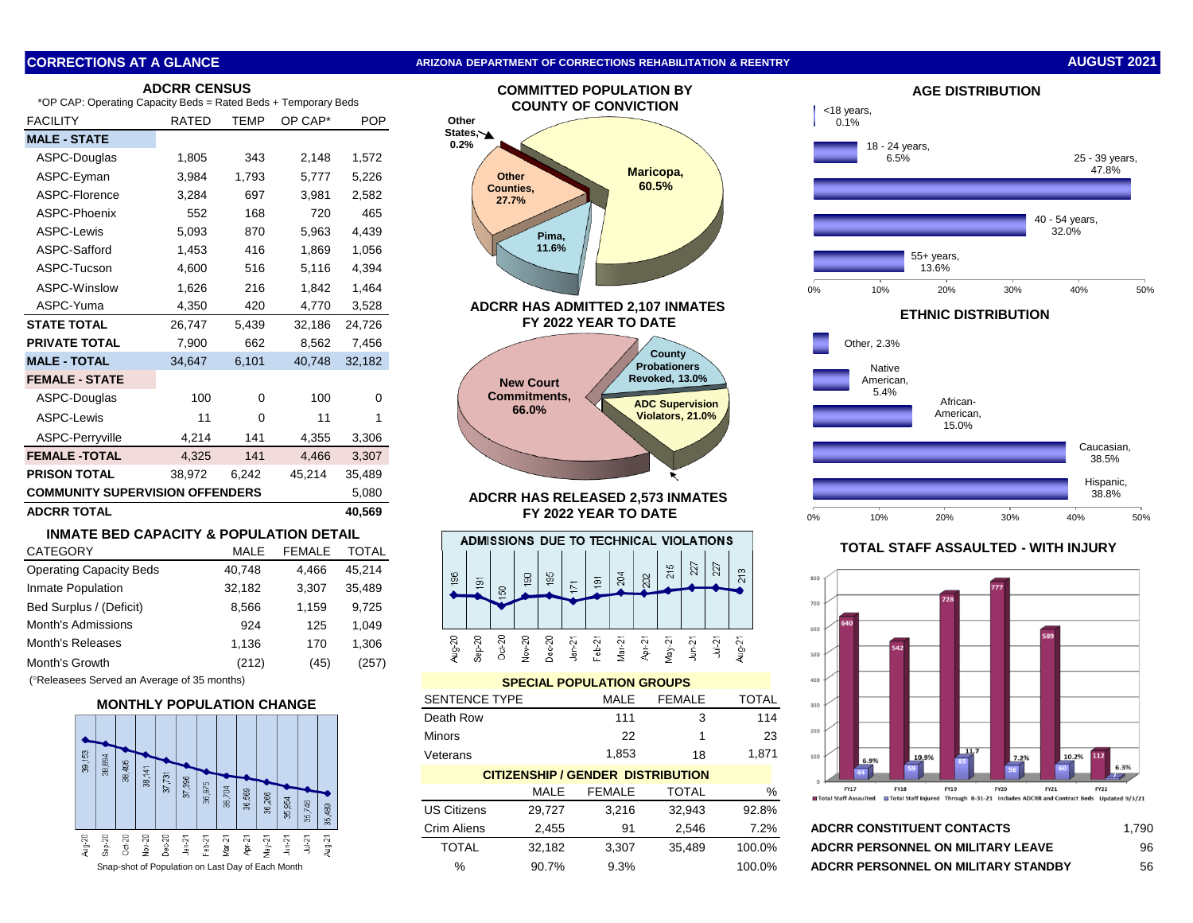## CORRECTIONS AT A GLANCE

ARIZONA DEPARTMENT OF CORRECTIONS REHABILITATION & REENTRY

AUGUST 2021

### ADCRR CENSUS

*OP CAP: Operating Capacity Beds = Rated Beds + Temporary Beds

| FACILITY | RATED | TEMP | OP CAP* | POP |
|---|---|---|---|---|
| **MALE - STATE** | | | | |
| ASPC-Douglas | 1,805 | 343 | 2,148 | 1,572 |
| ASPC-Eyman | 3,984 | 1,793 | 5,777 | 5,226 |
| ASPC-Florence | 3,284 | 697 | 3,981 | 2,582 |
| ASPC-Phoenix | 552 | 168 | 720 | 465 |
| ASPC-Lewis | 5,093 | 870 | 5,963 | 4,439 |
| ASPC-Safford | 1,453 | 416 | 1,869 | 1,056 |
| ASPC-Tucson | 4,600 | 516 | 5,116 | 4,394 |
| ASPC-Winslow | 1,626 | 216 | 1,842 | 1,464 |
| ASPC-Yuma | 4,350 | 420 | 4,770 | 3,528 |
| **STATE TOTAL** | 26,747 | 5,439 | 32,186 | 24,726 |
| **PRIVATE TOTAL** | 7,900 | 662 | 8,562 | 7,456 |
| **MALE - TOTAL** | 34,647 | 6,101 | 40,748 | 32,182 |
| **FEMALE - STATE** | | | | |
| ASPC-Douglas | 100 | 0 | 100 | 0 |
| ASPC-Lewis | 11 | 0 | 11 | 1 |
| ASPC-Perryville | 4,214 | 141 | 4,355 | 3,306 |
| **FEMALE -TOTAL** | 4,325 | 141 | 4,466 | 3,307 |
| **PRISON TOTAL** | 38,972 | 6,242 | 45,214 | 35,489 |
| **COMMUNITY SUPERVISION OFFENDERS** | | | | 5,080 |
| **ADCRR TOTAL** | | | | **40,569** |

### INMATE BED CAPACITY & POPULATION DETAIL

| CATEGORY | MALE | FEMALE | TOTAL |
|---|---|---|---|
| Operating Capacity Beds | 40,748 | 4,466 | 45,214 |
| Inmate Population | 32,182 | 3,307 | 35,489 |
| Bed Surplus / (Deficit) | 8,566 | 1,159 | 9,725 |
| Month's Admissions | 924 | 125 | 1,049 |
| Month's Releases | 1,136 | 170 | 1,306 |
| Month's Growth | (212) | (45) | (257) |

(°Releasees Served an Average of 35 months)

### MONTHLY POPULATION CHANGE

39,153; 38,894; 38,495; 38,141; 37,731; 37,396; 36,975; 36,704; 36,569; 36,266; 35,954; 35,746; 35,489

Aug-20, Sep-20, Oct-20, Nov-20, Dec-20, Jan-21, Feb-21, Mar-21, Apr-21, May-21, Jun-21, Jul-21, Aug-21

Snap-shot of Population on Last Day of Each Month

### COMMITTED POPULATION BY COUNTY OF CONVICTION

Other States,* 0.2%
Other Counties, 27.7%
Maricopa, 60.5%
Pima, 11.6%

### ADCRR HAS ADMITTED 2,107 INMATES FY 2022 YEAR TO DATE

New Court Commitments, 66.0%
County Probationers Revoked, 13.0%
ADC Supervision Violators, 21.0%

### ADCRR HAS RELEASED 2,573 INMATES FY 2022 YEAR TO DATE

ADMISSIONS DUE TO TECHNICAL VIOLATIONS

196; 191; 150; 190; 195; 171; 191; 204; 202; 215; 227; 227; 213

Aug-20, Sep-20, Oct-20, Nov-20, Dec-20, Jan-21, Feb-21, Mar-21, Apr-21, May-21, Jun-21, Jul-21, Aug-21

### SPECIAL POPULATION GROUPS

| SENTENCE TYPE | MALE | FEMALE | TOTAL |
|---|---|---|---|
| Death Row | 111 | 3 | 114 |
| Minors | 22 | 1 | 23 |
| Veterans | 1,853 | 18 | 1,871 |

### CITIZENSHIP / GENDER DISTRIBUTION

| | MALE | FEMALE | TOTAL | % |
|---|---|---|---|---|
| US Citizens | 29,727 | 3,216 | 32,943 | 92.8% |
| Crim Aliens | 2,455 | 91 | 2,546 | 7.2% |
| TOTAL | 32,182 | 3,307 | 35,489 | 100.0% |
| % | 90.7% | 9.3% | | 100.0% |

### AGE DISTRIBUTION

<18 years, 0.1%
18 - 24 years, 6.5%
25 - 39 years, 47.8%
40 - 54 years, 32.0%
55+ years, 13.6%

0% 10% 20% 30% 40% 50%

### ETHNIC DISTRIBUTION

Other, 2.3%
Native American, 5.4%
African-American, 15.0%
Caucasian, 38.5%
Hispanic, 38.8%

0% 10% 20% 30% 40% 50%

### TOTAL STAFF ASSAULTED - WITH INJURY

800, 700, 600, 500, 400, 300, 200, 100, 0

640; 44; 6.9%
542; 59; 10.9%
728; 85; 11.7
777; 56; 7.2%
589; 60; 10.2%
112; 7; 6.3%

FY17, FY18, FY19, FY20, FY21, FY22

Total Staff Assaulted  Total Staff Injured  Through 8-31-21  Includes ADCRR and Contract Beds  Updated 9/3/21

| | |
|---|---|
| **ADCRR CONSTITUENT CONTACTS** | 1,790 |
| **ADCRR PERSONNEL ON MILITARY LEAVE** | 96 |
| **ADCRR PERSONNEL ON MILITARY STANDBY** | 56 |